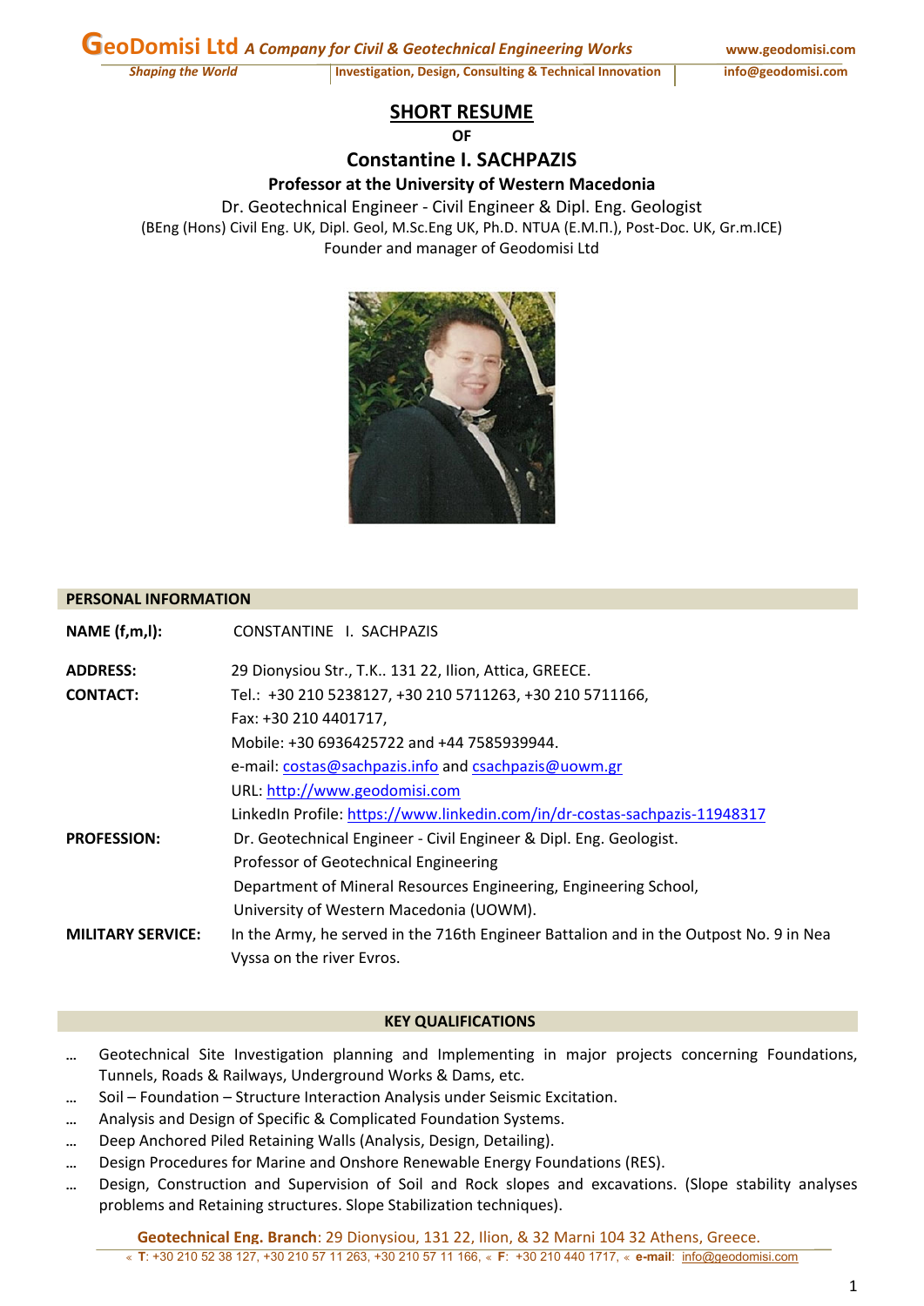# SHORT RESUME

**OF**

## Constantine I. SACHPAZIS

**Professor at the University of Western Macedonia**

Dr. Geotechnical Engineer - Civil Engineer & Dipl. Eng. Geologist

(BEng (Hons) Civil Eng. UK, Dipl. Geol, M.Sc.Eng UK, Ph.D. NTUA (Ε.Μ.Π.), Post-Doc. UK, Gr.m.ICE)

Founder and manager of Geodomisi Ltd

## PERSONAL INFORMATION

**NAME (f,m,l):** CONSTANTINE I. SACHPAZIS

**ADDRESS:** 29 Dionysiou Str., T.K.. 131 22, Ilion, Attica, GREECE.

**CONTACT:** Tel.: +30 210 5238127, +30 210 5711263, +30 210 5711166,
Fax: +30 210 4401717,
Mobile: +30 6936425722 and +44 7585939944.
e-mail: costas@sachpazis.info and csachpazis@uowm.gr
URL: http://www.geodomisi.com
LinkedIn Profile: https://www.linkedin.com/in/dr-costas-sachpazis-11948317

**PROFESSION:** Dr. Geotechnical Engineer - Civil Engineer & Dipl. Eng. Geologist.
Professor of Geotechnical Engineering
Department of Mineral Resources Engineering, Engineering School,
University of Western Macedonia (UOWM).

**MILITARY SERVICE:** In the Army, he served in the 716th Engineer Battalion and in the Outpost No. 9 in Nea Vyssa on the river Evros.

## KEY QUALIFICATIONS

- Geotechnical Site Investigation planning and Implementing in major projects concerning Foundations, Tunnels, Roads & Railways, Underground Works & Dams, etc.
- Soil – Foundation – Structure Interaction Analysis under Seismic Excitation.
- Analysis and Design of Specific & Complicated Foundation Systems.
- Deep Anchored Piled Retaining Walls (Analysis, Design, Detailing).
- Design Procedures for Marine and Onshore Renewable Energy Foundations (RES).
- Design, Construction and Supervision of Soil and Rock slopes and excavations. (Slope stability analyses problems and Retaining structures. Slope Stabilization techniques).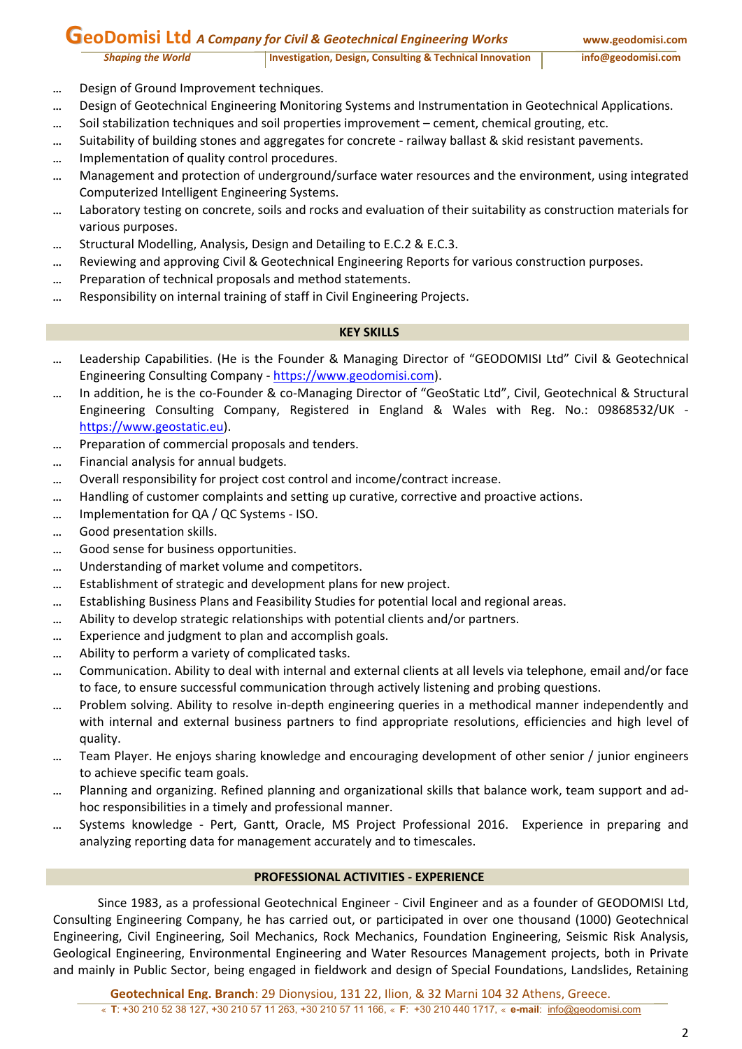- Design of Ground Improvement techniques.
- Design of Geotechnical Engineering Monitoring Systems and Instrumentation in Geotechnical Applications.
- Soil stabilization techniques and soil properties improvement – cement, chemical grouting, etc.
- Suitability of building stones and aggregates for concrete - railway ballast & skid resistant pavements.
- Implementation of quality control procedures.
- Management and protection of underground/surface water resources and the environment, using integrated Computerized Intelligent Engineering Systems.
- Laboratory testing on concrete, soils and rocks and evaluation of their suitability as construction materials for various purposes.
- Structural Modelling, Analysis, Design and Detailing to E.C.2 & E.C.3.
- Reviewing and approving Civil & Geotechnical Engineering Reports for various construction purposes.
- Preparation of technical proposals and method statements.
- Responsibility on internal training of staff in Civil Engineering Projects.

## KEY SKILLS

- Leadership Capabilities. (He is the Founder & Managing Director of "GEODOMISI Ltd" Civil & Geotechnical Engineering Consulting Company - https://www.geodomisi.com).
- In addition, he is the co-Founder & co-Managing Director of "GeoStatic Ltd", Civil, Geotechnical & Structural Engineering Consulting Company, Registered in England & Wales with Reg. No.: 09868532/UK - https://www.geostatic.eu).
- Preparation of commercial proposals and tenders.
- Financial analysis for annual budgets.
- Overall responsibility for project cost control and income/contract increase.
- Handling of customer complaints and setting up curative, corrective and proactive actions.
- Implementation for QA / QC Systems - ISO.
- Good presentation skills.
- Good sense for business opportunities.
- Understanding of market volume and competitors.
- Establishment of strategic and development plans for new project.
- Establishing Business Plans and Feasibility Studies for potential local and regional areas.
- Ability to develop strategic relationships with potential clients and/or partners.
- Experience and judgment to plan and accomplish goals.
- Ability to perform a variety of complicated tasks.
- Communication. Ability to deal with internal and external clients at all levels via telephone, email and/or face to face, to ensure successful communication through actively listening and probing questions.
- Problem solving. Ability to resolve in-depth engineering queries in a methodical manner independently and with internal and external business partners to find appropriate resolutions, efficiencies and high level of quality.
- Team Player. He enjoys sharing knowledge and encouraging development of other senior / junior engineers to achieve specific team goals.
- Planning and organizing. Refined planning and organizational skills that balance work, team support and ad-hoc responsibilities in a timely and professional manner.
- Systems knowledge - Pert, Gantt, Oracle, MS Project Professional 2016. Experience in preparing and analyzing reporting data for management accurately and to timescales.

## PROFESSIONAL ACTIVITIES - EXPERIENCE

Since 1983, as a professional Geotechnical Engineer - Civil Engineer and as a founder of GEODOMISI Ltd, Consulting Engineering Company, he has carried out, or participated in over one thousand (1000) Geotechnical Engineering, Civil Engineering, Soil Mechanics, Rock Mechanics, Foundation Engineering, Seismic Risk Analysis, Geological Engineering, Environmental Engineering and Water Resources Management projects, both in Private and mainly in Public Sector, being engaged in fieldwork and design of Special Foundations, Landslides, Retaining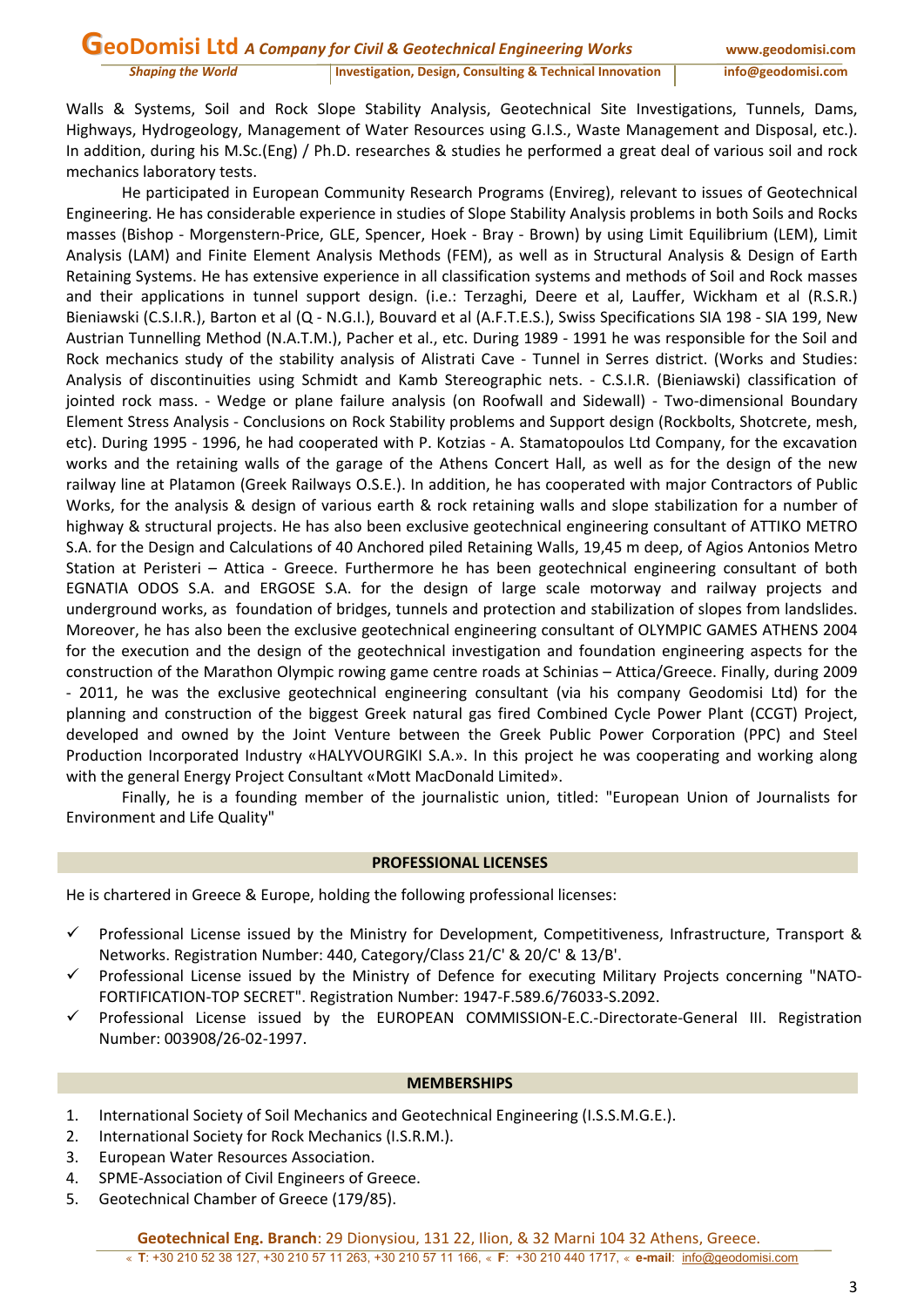Walls & Systems, Soil and Rock Slope Stability Analysis, Geotechnical Site Investigations, Tunnels, Dams, Highways, Hydrogeology, Management of Water Resources using G.I.S., Waste Management and Disposal, etc.). In addition, during his M.Sc.(Eng) / Ph.D. researches & studies he performed a great deal of various soil and rock mechanics laboratory tests.

He participated in European Community Research Programs (Envireg), relevant to issues of Geotechnical Engineering. He has considerable experience in studies of Slope Stability Analysis problems in both Soils and Rocks masses (Bishop - Morgenstern-Price, GLE, Spencer, Hoek - Bray - Brown) by using Limit Equilibrium (LEM), Limit Analysis (LAM) and Finite Element Analysis Methods (FEM), as well as in Structural Analysis & Design of Earth Retaining Systems. He has extensive experience in all classification systems and methods of Soil and Rock masses and their applications in tunnel support design. (i.e.: Terzaghi, Deere et al, Lauffer, Wickham et al (R.S.R.) Bieniawski (C.S.I.R.), Barton et al (Q - N.G.I.), Bouvard et al (A.F.T.E.S.), Swiss Specifications SIA 198 - SIA 199, New Austrian Tunnelling Method (N.A.T.M.), Pacher et al., etc. During 1989 - 1991 he was responsible for the Soil and Rock mechanics study of the stability analysis of Alistrati Cave - Tunnel in Serres district. (Works and Studies: Analysis of discontinuities using Schmidt and Kamb Stereographic nets. - C.S.I.R. (Bieniawski) classification of jointed rock mass. - Wedge or plane failure analysis (on Roofwall and Sidewall) - Two-dimensional Boundary Element Stress Analysis - Conclusions on Rock Stability problems and Support design (Rockbolts, Shotcrete, mesh, etc). During 1995 - 1996, he had cooperated with P. Kotzias - A. Stamatopoulos Ltd Company, for the excavation works and the retaining walls of the garage of the Athens Concert Hall, as well as for the design of the new railway line at Platamon (Greek Railways O.S.E.). In addition, he has cooperated with major Contractors of Public Works, for the analysis & design of various earth & rock retaining walls and slope stabilization for a number of highway & structural projects. He has also been exclusive geotechnical engineering consultant of ATTIKO METRO S.A. for the Design and Calculations of 40 Anchored piled Retaining Walls, 19,45 m deep, of Agios Antonios Metro Station at Peristeri – Attica - Greece. Furthermore he has been geotechnical engineering consultant of both EGNATIA ODOS S.A. and ERGOSE S.A. for the design of large scale motorway and railway projects and underground works, as foundation of bridges, tunnels and protection and stabilization of slopes from landslides. Moreover, he has also been the exclusive geotechnical engineering consultant of OLYMPIC GAMES ATHENS 2004 for the execution and the design of the geotechnical investigation and foundation engineering aspects for the construction of the Marathon Olympic rowing game centre roads at Schinias – Attica/Greece. Finally, during 2009 - 2011, he was the exclusive geotechnical engineering consultant (via his company Geodomisi Ltd) for the planning and construction of the biggest Greek natural gas fired Combined Cycle Power Plant (CCGT) Project, developed and owned by the Joint Venture between the Greek Public Power Corporation (PPC) and Steel Production Incorporated Industry «HALYVOURGIKI S.A.». In this project he was cooperating and working along with the general Energy Project Consultant «Mott MacDonald Limited».

Finally, he is a founding member of the journalistic union, titled: "European Union of Journalists for Environment and Life Quality"

## PROFESSIONAL LICENSES

He is chartered in Greece & Europe, holding the following professional licenses:

- ✓ Professional License issued by the Ministry for Development, Competitiveness, Infrastructure, Transport & Networks. Registration Number: 440, Category/Class 21/C' & 20/C' & 13/B'.
- ✓ Professional License issued by the Ministry of Defence for executing Military Projects concerning "NATO-FORTIFICATION-TOP SECRET". Registration Number: 1947-F.589.6/76033-S.2092.
- ✓ Professional License issued by the EUROPEAN COMMISSION-E.C.-Directorate-General III. Registration Number: 003908/26-02-1997.

## MEMBERSHIPS

1. International Society of Soil Mechanics and Geotechnical Engineering (I.S.S.M.G.E.).
2. International Society for Rock Mechanics (I.S.R.M.).
3. European Water Resources Association.
4. SPME-Association of Civil Engineers of Greece.
5. Geotechnical Chamber of Greece (179/85).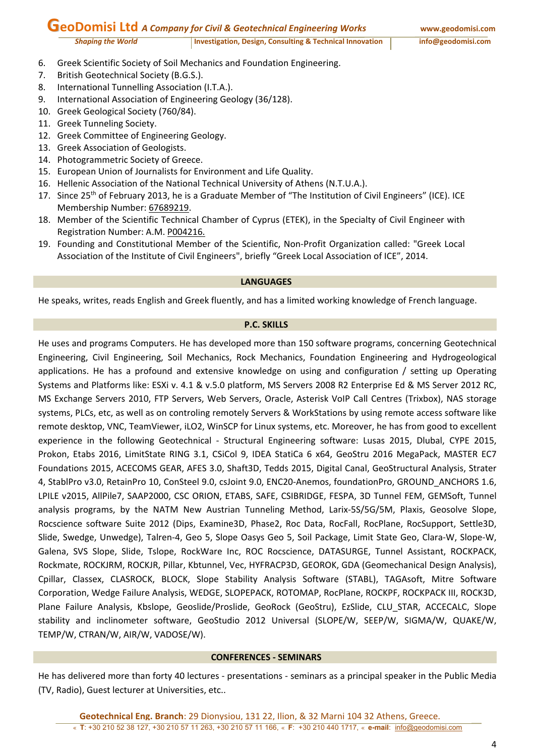6. Greek Scientific Society of Soil Mechanics and Foundation Engineering.
7. British Geotechnical Society (B.G.S.).
8. International Tunnelling Association (I.T.A.).
9. International Association of Engineering Geology (36/128).
10. Greek Geological Society (760/84).
11. Greek Tunneling Society.
12. Greek Committee of Engineering Geology.
13. Greek Association of Geologists.
14. Photogrammetric Society of Greece.
15. European Union of Journalists for Environment and Life Quality.
16. Hellenic Association of the National Technical University of Athens (N.T.U.A.).
17. Since 25th of February 2013, he is a Graduate Member of "The Institution of Civil Engineers" (ICE). ICE Membership Number: 67689219.
18. Member of the Scientific Technical Chamber of Cyprus (ETEK), in the Specialty of Civil Engineer with Registration Number: A.M. P004216.
19. Founding and Constitutional Member of the Scientific, Non-Profit Organization called: "Greek Local Association of the Institute of Civil Engineers", briefly "Greek Local Association of ICE", 2014.

## LANGUAGES

He speaks, writes, reads English and Greek fluently, and has a limited working knowledge of French language.

## P.C. SKILLS

He uses and programs Computers. He has developed more than 150 software programs, concerning Geotechnical Engineering, Civil Engineering, Soil Mechanics, Rock Mechanics, Foundation Engineering and Hydrogeological applications. He has a profound and extensive knowledge on using and configuration / setting up Operating Systems and Platforms like: ESXi v. 4.1 & v.5.0 platform, MS Servers 2008 R2 Enterprise Ed & MS Server 2012 RC, MS Exchange Servers 2010, FTP Servers, Web Servers, Oracle, Asterisk VoIP Call Centres (Trixbox), NAS storage systems, PLCs, etc, as well as on controling remotely Servers & WorkStations by using remote access software like remote desktop, VNC, TeamViewer, iLO2, WinSCP for Linux systems, etc. Moreover, he has from good to excellent experience in the following Geotechnical - Structural Engineering software: Lusas 2015, Dlubal, CYPE 2015, Prokon, Etabs 2016, LimitState RING 3.1, CSiCol 9, IDEA StatiCa 6 x64, GeoStru 2016 MegaPack, MASTER EC7 Foundations 2015, ACECOMS GEAR, AFES 3.0, Shaft3D, Tedds 2015, Digital Canal, GeoStructural Analysis, Strater 4, StablPro v3.0, RetainPro 10, ConSteel 9.0, csJoint 9.0, ENC20-Anemos, foundationPro, GROUND_ANCHORS 1.6, LPILE v2015, AllPile7, SAAP2000, CSC ORION, ETABS, SAFE, CSIBRIDGE, FESPA, 3D Tunnel FEM, GEMSoft, Tunnel analysis programs, by the NATM New Austrian Tunneling Method, Larix-5S/5G/5M, Plaxis, Geosolve Slope, Rocscience software Suite 2012 (Dips, Examine3D, Phase2, Roc Data, RocFall, RocPlane, RocSupport, Settle3D, Slide, Swedge, Unwedge), Talren-4, Geo 5, Slope Oasys Geo 5, Soil Package, Limit State Geo, Clara-W, Slope-W, Galena, SVS Slope, Slide, Tslope, RockWare Inc, ROC Rocscience, DATASURGE, Tunnel Assistant, ROCKPACK, Rockmate, ROCKJRM, ROCKJR, Pillar, Kbtunnel, Vec, HYFRACP3D, GEOROK, GDA (Geomechanical Design Analysis), Cpillar, Classex, CLASROCK, BLOCK, Slope Stability Analysis Software (STABL), TAGAsoft, Mitre Software Corporation, Wedge Failure Analysis, WEDGE, SLOPEPACK, ROTOMAP, RocPlane, ROCKPF, ROCKPACK III, ROCK3D, Plane Failure Analysis, Kbslope, Geoslide/Proslide, GeoRock (GeoStru), EzSlide, CLU_STAR, ACCECALC, Slope stability and inclinometer software, GeoStudio 2012 Universal (SLOPE/W, SEEP/W, SIGMA/W, QUAKE/W, TEMP/W, CTRAN/W, AIR/W, VADOSE/W).

## CONFERENCES - SEMINARS

He has delivered more than forty 40 lectures - presentations - seminars as a principal speaker in the Public Media (TV, Radio), Guest lecturer at Universities, etc..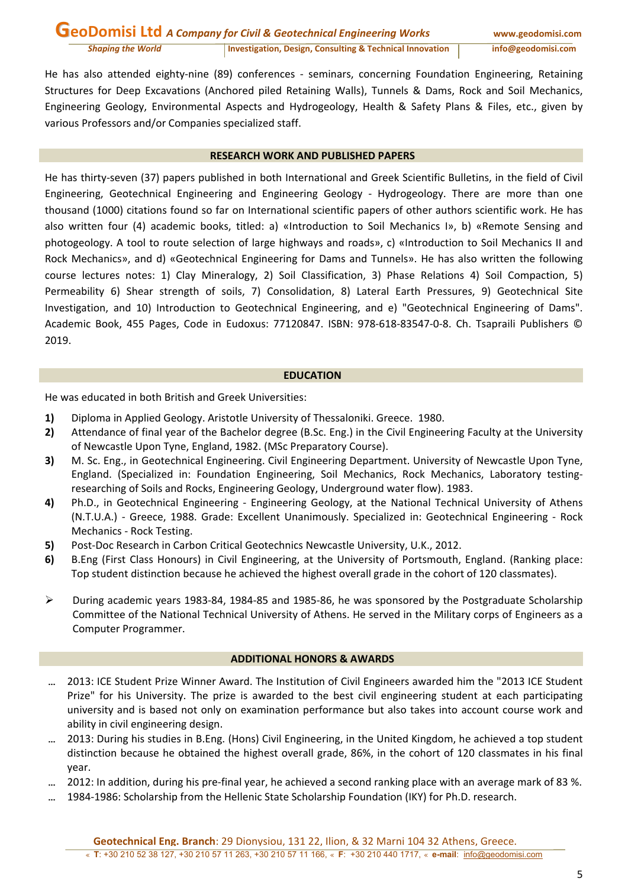He has also attended eighty-nine (89) conferences - seminars, concerning Foundation Engineering, Retaining Structures for Deep Excavations (Anchored piled Retaining Walls), Tunnels & Dams, Rock and Soil Mechanics, Engineering Geology, Environmental Aspects and Hydrogeology, Health & Safety Plans & Files, etc., given by various Professors and/or Companies specialized staff.

## RESEARCH WORK AND PUBLISHED PAPERS

He has thirty-seven (37) papers published in both International and Greek Scientific Bulletins, in the field of Civil Engineering, Geotechnical Engineering and Engineering Geology - Hydrogeology. There are more than one thousand (1000) citations found so far on International scientific papers of other authors scientific work. He has also written four (4) academic books, titled: a) «Introduction to Soil Mechanics I», b) «Remote Sensing and photogeology. A tool to route selection of large highways and roads», c) «Introduction to Soil Mechanics II and Rock Mechanics», and d) «Geotechnical Engineering for Dams and Tunnels». He has also written the following course lectures notes: 1) Clay Mineralogy, 2) Soil Classification, 3) Phase Relations 4) Soil Compaction, 5) Permeability 6) Shear strength of soils, 7) Consolidation, 8) Lateral Earth Pressures, 9) Geotechnical Site Investigation, and 10) Introduction to Geotechnical Engineering, and e) "Geotechnical Engineering of Dams". Academic Book, 455 Pages, Code in Eudoxus: 77120847. ISBN: 978-618-83547-0-8. Ch. Tsapraili Publishers © 2019.

## EDUCATION

He was educated in both British and Greek Universities:

1) Diploma in Applied Geology. Aristotle University of Thessaloniki. Greece. 1980.
2) Attendance of final year of the Bachelor degree (B.Sc. Eng.) in the Civil Engineering Faculty at the University of Newcastle Upon Tyne, England, 1982. (MSc Preparatory Course).
3) M. Sc. Eng., in Geotechnical Engineering. Civil Engineering Department. University of Newcastle Upon Tyne, England. (Specialized in: Foundation Engineering, Soil Mechanics, Rock Mechanics, Laboratory testing-researching of Soils and Rocks, Engineering Geology, Underground water flow). 1983.
4) Ph.D., in Geotechnical Engineering - Engineering Geology, at the National Technical University of Athens (N.T.U.A.) - Greece, 1988. Grade: Excellent Unanimously. Specialized in: Geotechnical Engineering - Rock Mechanics - Rock Testing.
5) Post-Doc Research in Carbon Critical Geotechnics Newcastle University, U.K., 2012.
6) B.Eng (First Class Honours) in Civil Engineering, at the University of Portsmouth, England. (Ranking place: Top student distinction because he achieved the highest overall grade in the cohort of 120 classmates).

- During academic years 1983-84, 1984-85 and 1985-86, he was sponsored by the Postgraduate Scholarship Committee of the National Technical University of Athens. He served in the Military corps of Engineers as a Computer Programmer.

## ADDITIONAL HONORS & AWARDS

- 2013: ICE Student Prize Winner Award. The Institution of Civil Engineers awarded him the "2013 ICE Student Prize" for his University. The prize is awarded to the best civil engineering student at each participating university and is based not only on examination performance but also takes into account course work and ability in civil engineering design.
- 2013: During his studies in B.Eng. (Hons) Civil Engineering, in the United Kingdom, he achieved a top student distinction because he obtained the highest overall grade, 86%, in the cohort of 120 classmates in his final year.
- 2012: In addition, during his pre-final year, he achieved a second ranking place with an average mark of 83 %.
- 1984-1986: Scholarship from the Hellenic State Scholarship Foundation (IKY) for Ph.D. research.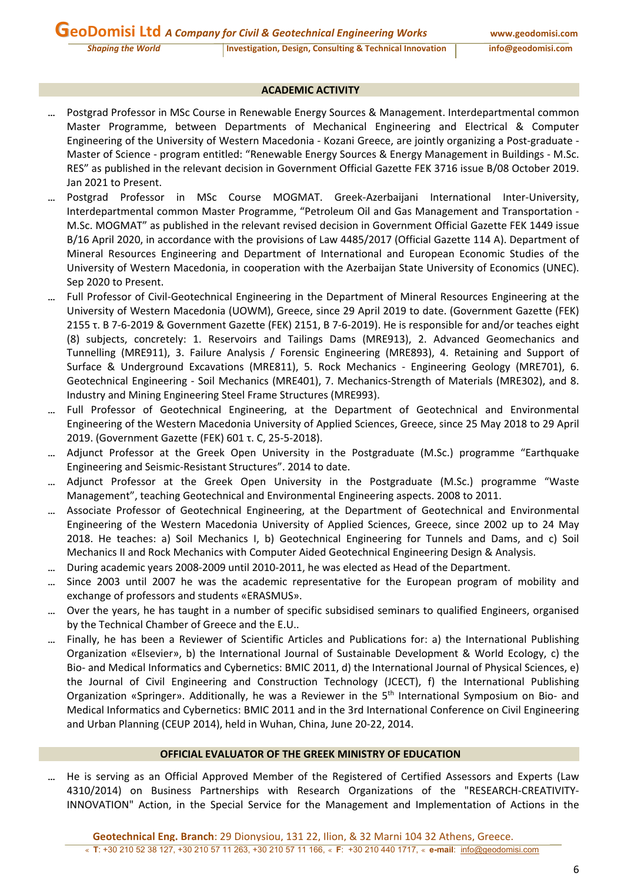## ACADEMIC ACTIVITY

- Postgrad Professor in MSc Course in Renewable Energy Sources & Management. Interdepartmental common Master Programme, between Departments of Mechanical Engineering and Electrical & Computer Engineering of the University of Western Macedonia - Kozani Greece, are jointly organizing a Post-graduate - Master of Science - program entitled: "Renewable Energy Sources & Energy Management in Buildings - M.Sc. RES" as published in the relevant decision in Government Official Gazette FEK 3716 issue B/08 October 2019. Jan 2021 to Present.
- Postgrad Professor in MSc Course MOGMAT. Greek-Azerbaijani International Inter-University, Interdepartmental common Master Programme, "Petroleum Oil and Gas Management and Transportation - M.Sc. MOGMAT" as published in the relevant revised decision in Government Official Gazette FEK 1449 issue B/16 April 2020, in accordance with the provisions of Law 4485/2017 (Official Gazette 114 A). Department of Mineral Resources Engineering and Department of International and European Economic Studies of the University of Western Macedonia, in cooperation with the Azerbaijan State University of Economics (UNEC). Sep 2020 to Present.
- Full Professor of Civil-Geotechnical Engineering in the Department of Mineral Resources Engineering at the University of Western Macedonia (UOWM), Greece, since 29 April 2019 to date. (Government Gazette (FEK) 2155 τ. B 7-6-2019 & Government Gazette (FEK) 2151, B 7-6-2019). He is responsible for and/or teaches eight (8) subjects, concretely: 1. Reservoirs and Tailings Dams (MRE913), 2. Advanced Geomechanics and Tunnelling (MRE911), 3. Failure Analysis / Forensic Engineering (MRE893), 4. Retaining and Support of Surface & Underground Excavations (MRE811), 5. Rock Mechanics - Engineering Geology (MRE701), 6. Geotechnical Engineering - Soil Mechanics (MRE401), 7. Mechanics-Strength of Materials (MRE302), and 8. Industry and Mining Engineering Steel Frame Structures (MRE993).
- Full Professor of Geotechnical Engineering, at the Department of Geotechnical and Environmental Engineering of the Western Macedonia University of Applied Sciences, Greece, since 25 May 2018 to 29 April 2019. (Government Gazette (FEK) 601 τ. C, 25-5-2018).
- Adjunct Professor at the Greek Open University in the Postgraduate (M.Sc.) programme "Earthquake Engineering and Seismic-Resistant Structures". 2014 to date.
- Adjunct Professor at the Greek Open University in the Postgraduate (M.Sc.) programme "Waste Management", teaching Geotechnical and Environmental Engineering aspects. 2008 to 2011.
- Associate Professor of Geotechnical Engineering, at the Department of Geotechnical and Environmental Engineering of the Western Macedonia University of Applied Sciences, Greece, since 2002 up to 24 May 2018. He teaches: a) Soil Mechanics I, b) Geotechnical Engineering for Tunnels and Dams, and c) Soil Mechanics II and Rock Mechanics with Computer Aided Geotechnical Engineering Design & Analysis.
- During academic years 2008-2009 until 2010-2011, he was elected as Head of the Department.
- Since 2003 until 2007 he was the academic representative for the European program of mobility and exchange of professors and students «ERASMUS».
- Over the years, he has taught in a number of specific subsidised seminars to qualified Engineers, organised by the Technical Chamber of Greece and the E.U..
- Finally, he has been a Reviewer of Scientific Articles and Publications for: a) the International Publishing Organization «Elsevier», b) the International Journal of Sustainable Development & World Ecology, c) the Bio- and Medical Informatics and Cybernetics: BMIC 2011, d) the International Journal of Physical Sciences, e) the Journal of Civil Engineering and Construction Technology (JCECT), f) the International Publishing Organization «Springer». Additionally, he was a Reviewer in the 5th International Symposium on Bio- and Medical Informatics and Cybernetics: BMIC 2011 and in the 3rd International Conference on Civil Engineering and Urban Planning (CEUP 2014), held in Wuhan, China, June 20-22, 2014.

## OFFICIAL EVALUATOR OF THE GREEK MINISTRY OF EDUCATION

- He is serving as an Official Approved Member of the Registered of Certified Assessors and Experts (Law 4310/2014) on Business Partnerships with Research Organizations of the "RESEARCH-CREATIVITY-INNOVATION" Action, in the Special Service for the Management and Implementation of Actions in the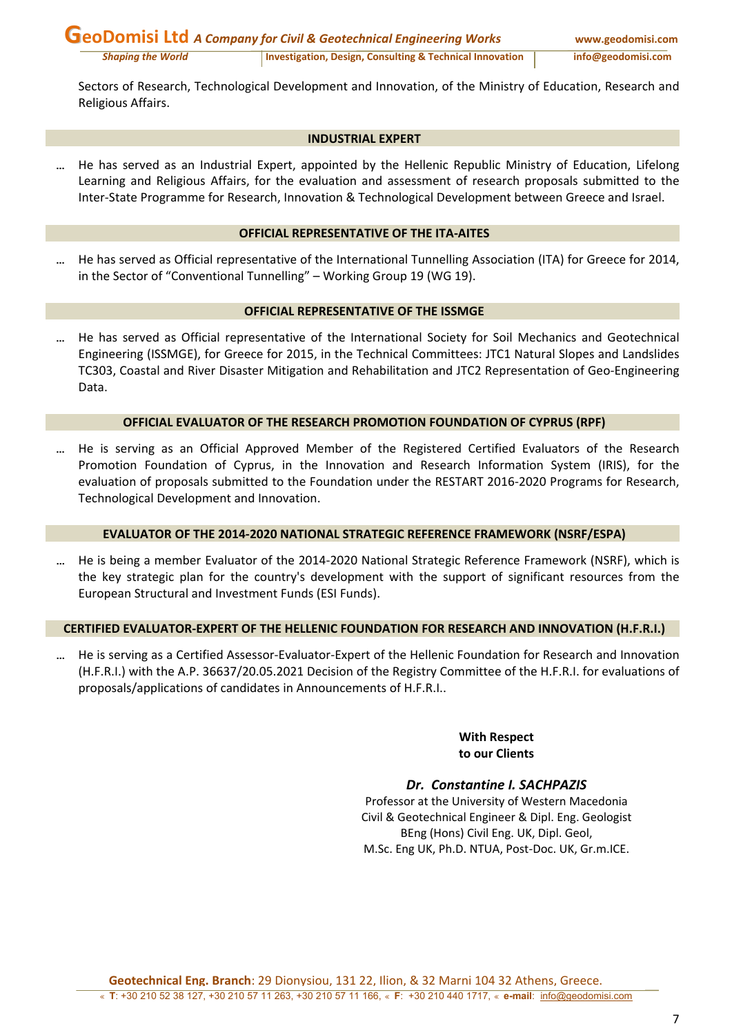Sectors of Research, Technological Development and Innovation, of the Ministry of Education, Research and Religious Affairs.

### INDUSTRIAL EXPERT

- He has served as an Industrial Expert, appointed by the Hellenic Republic Ministry of Education, Lifelong Learning and Religious Affairs, for the evaluation and assessment of research proposals submitted to the Inter-State Programme for Research, Innovation & Technological Development between Greece and Israel.

### OFFICIAL REPRESENTATIVE OF THE ITA-AITES

- He has served as Official representative of the International Tunnelling Association (ITA) for Greece for 2014, in the Sector of "Conventional Tunnelling" – Working Group 19 (WG 19).

### OFFICIAL REPRESENTATIVE OF THE ISSMGE

- He has served as Official representative of the International Society for Soil Mechanics and Geotechnical Engineering (ISSMGE), for Greece for 2015, in the Technical Committees: JTC1 Natural Slopes and Landslides TC303, Coastal and River Disaster Mitigation and Rehabilitation and JTC2 Representation of Geo-Engineering Data.

### OFFICIAL EVALUATOR OF THE RESEARCH PROMOTION FOUNDATION OF CYPRUS (RPF)

- He is serving as an Official Approved Member of the Registered Certified Evaluators of the Research Promotion Foundation of Cyprus, in the Innovation and Research Information System (IRIS), for the evaluation of proposals submitted to the Foundation under the RESTART 2016-2020 Programs for Research, Technological Development and Innovation.

### EVALUATOR OF THE 2014-2020 NATIONAL STRATEGIC REFERENCE FRAMEWORK (NSRF/ESPA)

- He is being a member Evaluator of the 2014-2020 National Strategic Reference Framework (NSRF), which is the key strategic plan for the country's development with the support of significant resources from the European Structural and Investment Funds (ESI Funds).

### CERTIFIED EVALUATOR-EXPERT OF THE HELLENIC FOUNDATION FOR RESEARCH AND INNOVATION (H.F.R.I.)

- He is serving as a Certified Assessor-Evaluator-Expert of the Hellenic Foundation for Research and Innovation (H.F.R.I.) with the A.P. 36637/20.05.2021 Decision of the Registry Committee of the H.F.R.I. for evaluations of proposals/applications of candidates in Announcements of H.F.R.I..

**With Respect**
**to our Clients**

***Dr. Constantine I. SACHPAZIS***
Professor at the University of Western Macedonia
Civil & Geotechnical Engineer & Dipl. Eng. Geologist
BEng (Hons) Civil Eng. UK, Dipl. Geol,
M.Sc. Eng UK, Ph.D. NTUA, Post-Doc. UK, Gr.m.ICE.